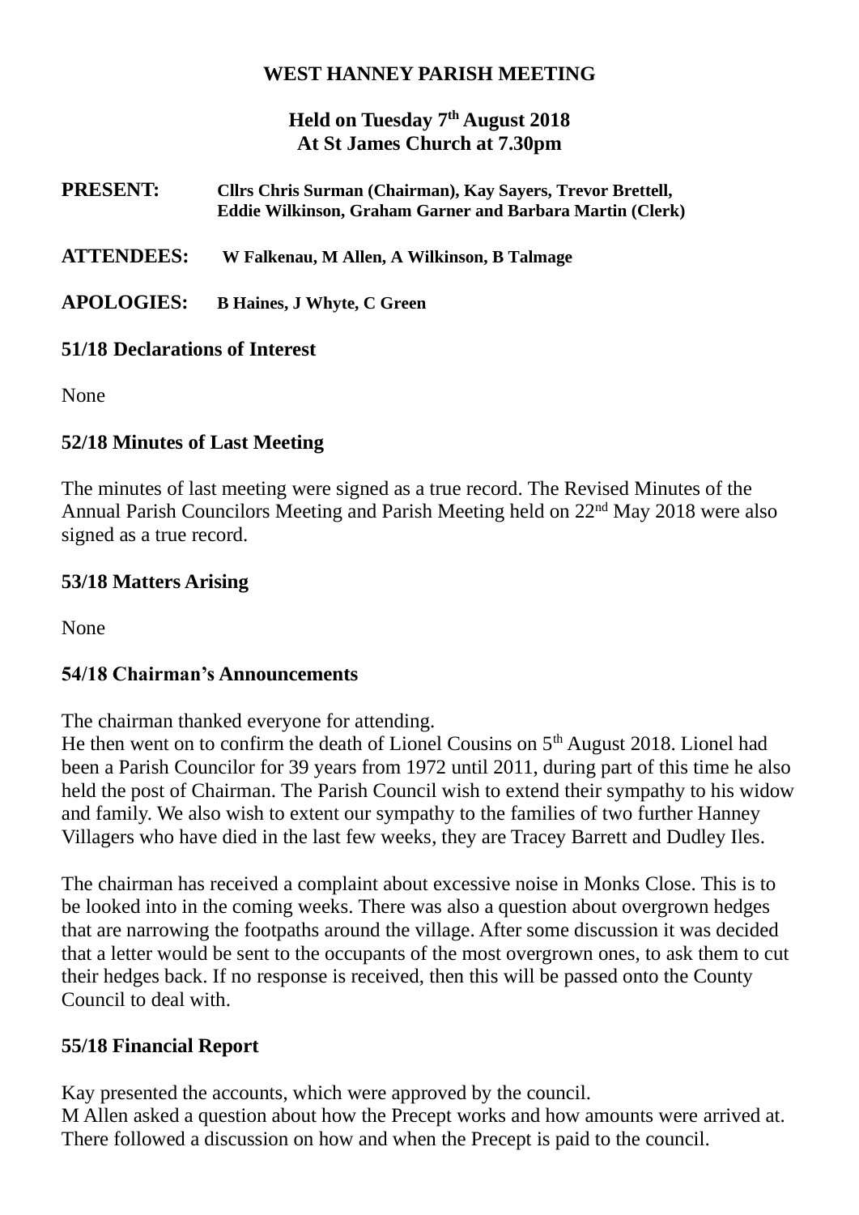**WEST HANNEY PARISH MEETING**

**Held on Tuesday 7th August 2018**
**At St James Church at 7.30pm**

**PRESENT:** **Cllrs Chris Surman (Chairman), Kay Sayers, Trevor Brettell, Eddie Wilkinson, Graham Garner and Barbara Martin (Clerk)**

**ATTENDEES:** **W Falkenau, M Allen, A Wilkinson, B Talmage**

**APOLOGIES:** **B Haines, J Whyte, C Green**

### 51/18 Declarations of Interest

None

### 52/18 Minutes of Last Meeting

The minutes of last meeting were signed as a true record. The Revised Minutes of the Annual Parish Councilors Meeting and Parish Meeting held on 22nd May 2018 were also signed as a true record.

### 53/18 Matters Arising

None

### 54/18 Chairman's Announcements

The chairman thanked everyone for attending.
He then went on to confirm the death of Lionel Cousins on 5th August 2018. Lionel had been a Parish Councilor for 39 years from 1972 until 2011, during part of this time he also held the post of Chairman. The Parish Council wish to extend their sympathy to his widow and family. We also wish to extent our sympathy to the families of two further Hanney Villagers who have died in the last few weeks, they are Tracey Barrett and Dudley Iles.

The chairman has received a complaint about excessive noise in Monks Close. This is to be looked into in the coming weeks. There was also a question about overgrown hedges that are narrowing the footpaths around the village. After some discussion it was decided that a letter would be sent to the occupants of the most overgrown ones, to ask them to cut their hedges back. If no response is received, then this will be passed onto the County Council to deal with.

### 55/18 Financial Report

Kay presented the accounts, which were approved by the council.
M Allen asked a question about how the Precept works and how amounts were arrived at. There followed a discussion on how and when the Precept is paid to the council.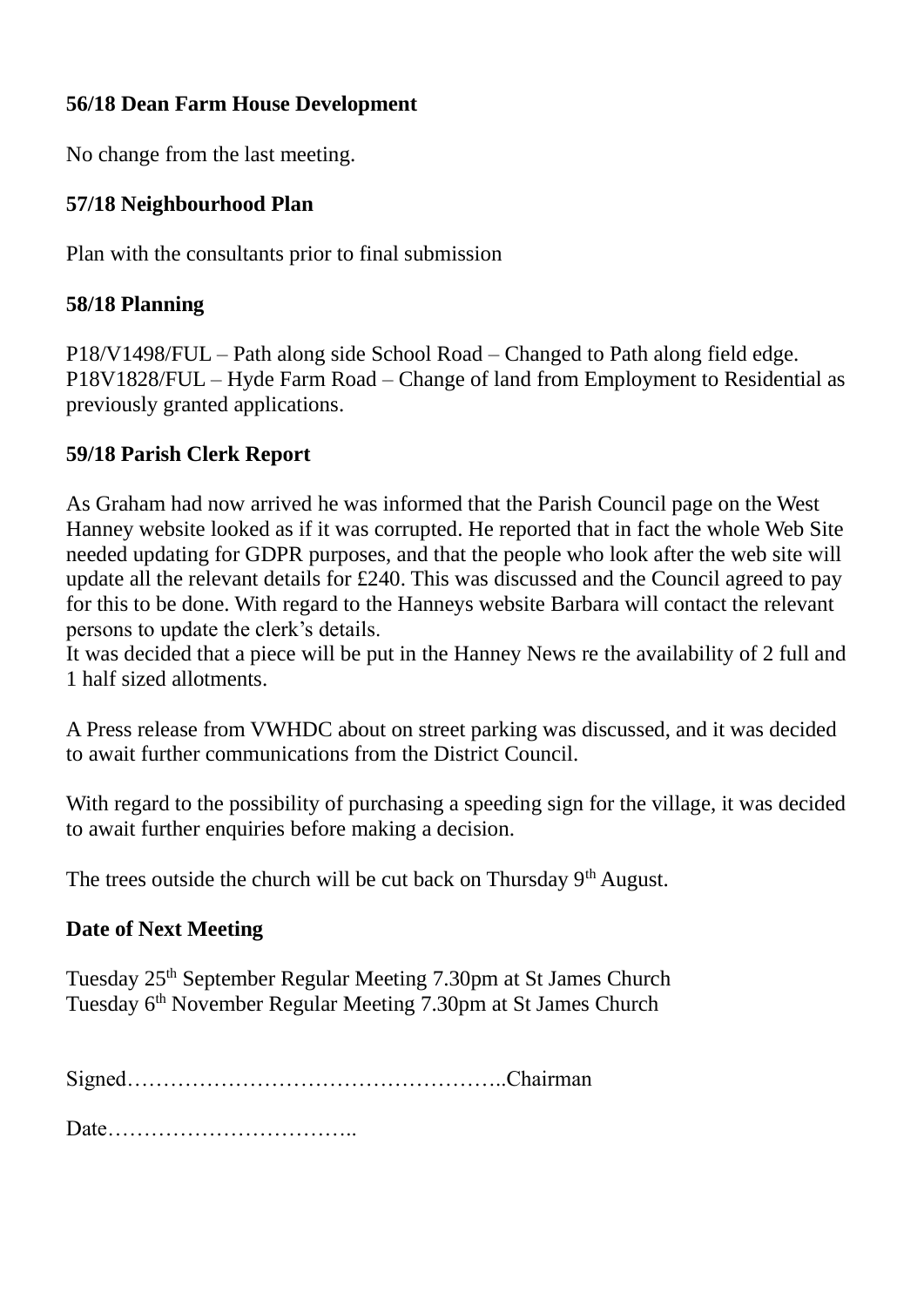**56/18 Dean Farm House Development**

No change from the last meeting.

**57/18 Neighbourhood Plan**

Plan with the consultants prior to final submission

**58/18 Planning**

P18/V1498/FUL – Path along side School Road – Changed to Path along field edge.
P18V1828/FUL – Hyde Farm Road – Change of land from Employment to Residential as previously granted applications.

**59/18 Parish Clerk Report**

As Graham had now arrived he was informed that the Parish Council page on the West Hanney website looked as if it was corrupted. He reported that in fact the whole Web Site needed updating for GDPR purposes, and that the people who look after the web site will update all the relevant details for £240. This was discussed and the Council agreed to pay for this to be done. With regard to the Hanneys website Barbara will contact the relevant persons to update the clerk's details.
It was decided that a piece will be put in the Hanney News re the availability of 2 full and 1 half sized allotments.

A Press release from VWHDC about on street parking was discussed, and it was decided to await further communications from the District Council.

With regard to the possibility of purchasing a speeding sign for the village, it was decided to await further enquiries before making a decision.

The trees outside the church will be cut back on Thursday 9th August.

**Date of Next Meeting**

Tuesday 25th September Regular Meeting 7.30pm at St James Church
Tuesday 6th November Regular Meeting 7.30pm at St James Church

Signed……………………………………………..Chairman

Date……………………………..